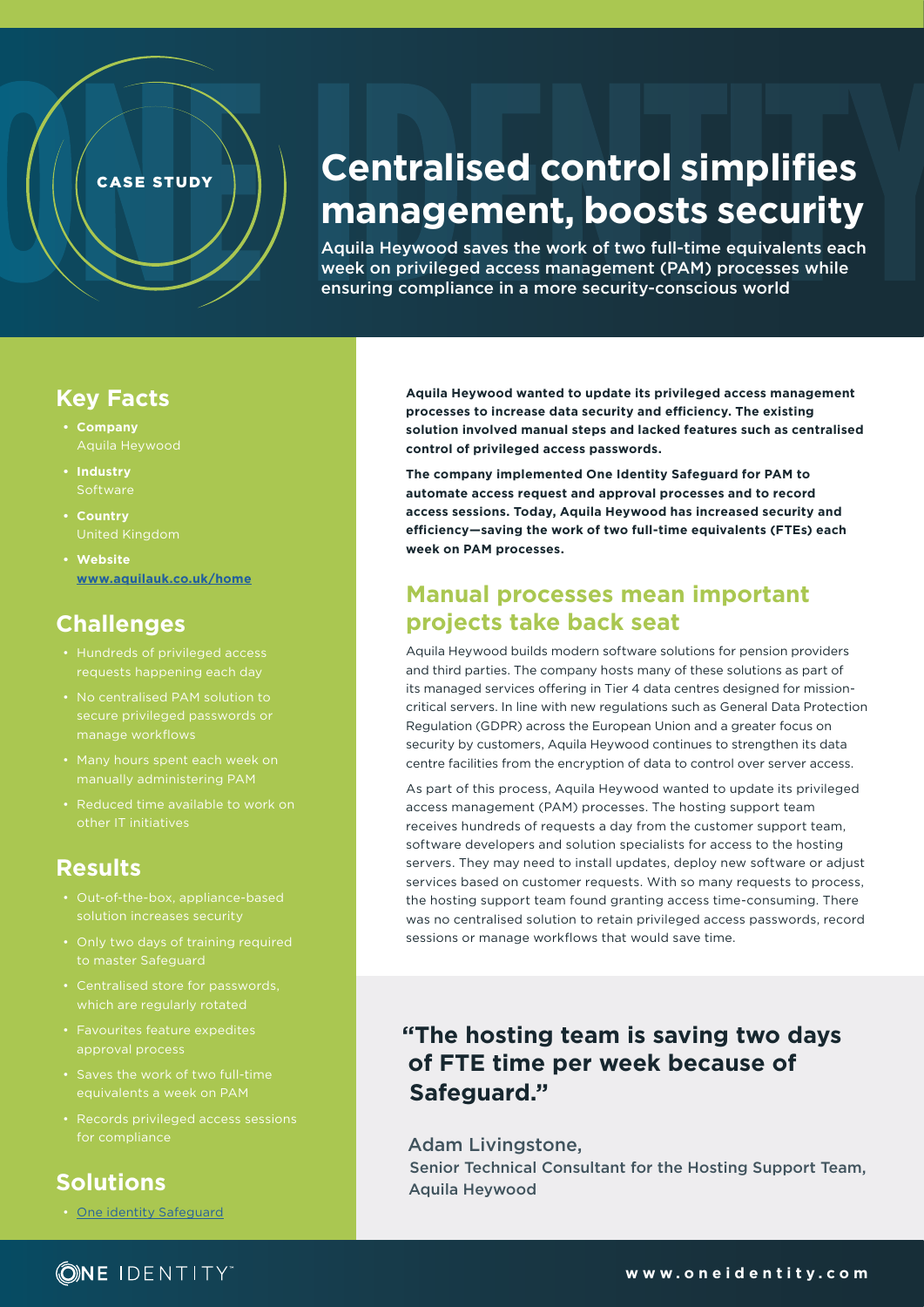CASE STUDY

# Centralised control simplifies management, boosts security

Aquila Heywood saves the work of two full-time equivalents each week on privileged access management (PAM) processes while ensuring compliance in a more security-conscious world

## Key Facts

- **Company**
  Aquila Heywood
- **Industry**
  Software
- **Country**
  United Kingdom
- **Website**
  [www.aquilauk.co.uk/home](http://www.aquilauk.co.uk/home)

## Challenges

- Hundreds of privileged access requests happening each day
- No centralised PAM solution to secure privileged passwords or manage workflows
- Many hours spent each week on manually administering PAM
- Reduced time available to work on other IT initiatives

## Results

- Out-of-the-box, appliance-based solution increases security
- Only two days of training required to master Safeguard
- Centralised store for passwords, which are regularly rotated
- Favourites feature expedites approval process
- Saves the work of two full-time equivalents a week on PAM
- Records privileged access sessions for compliance

## Solutions

- One identity Safeguard

**Aquila Heywood wanted to update its privileged access management processes to increase data security and efficiency. The existing solution involved manual steps and lacked features such as centralised control of privileged access passwords.**

**The company implemented One Identity Safeguard for PAM to automate access request and approval processes and to record access sessions. Today, Aquila Heywood has increased security and efficiency—saving the work of two full-time equivalents (FTEs) each week on PAM processes.**

## Manual processes mean important projects take back seat

Aquila Heywood builds modern software solutions for pension providers and third parties. The company hosts many of these solutions as part of its managed services offering in Tier 4 data centres designed for mission-critical servers. In line with new regulations such as General Data Protection Regulation (GDPR) across the European Union and a greater focus on security by customers, Aquila Heywood continues to strengthen its data centre facilities from the encryption of data to control over server access.

As part of this process, Aquila Heywood wanted to update its privileged access management (PAM) processes. The hosting support team receives hundreds of requests a day from the customer support team, software developers and solution specialists for access to the hosting servers. They may need to install updates, deploy new software or adjust services based on customer requests. With so many requests to process, the hosting support team found granting access time-consuming. There was no centralised solution to retain privileged access passwords, record sessions or manage workflows that would save time.

> **"The hosting team is saving two days of FTE time per week because of Safeguard."**
>
> Adam Livingstone,
> Senior Technical Consultant for the Hosting Support Team, Aquila Heywood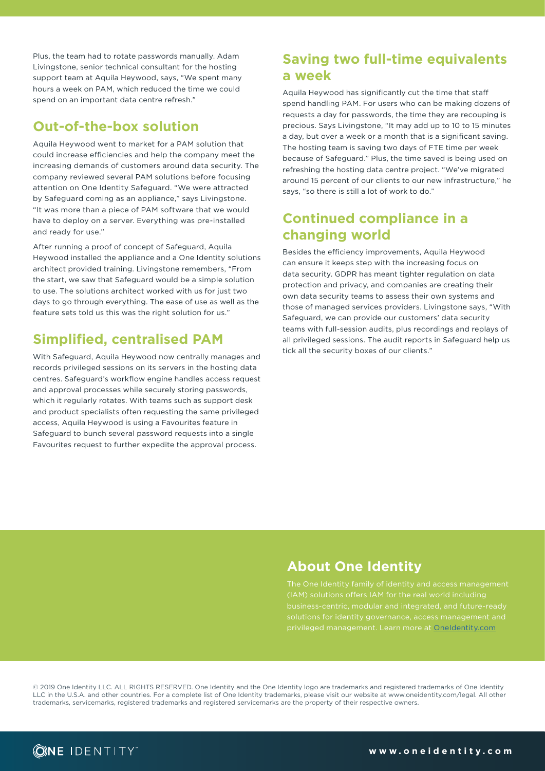Plus, the team had to rotate passwords manually. Adam Livingstone, senior technical consultant for the hosting support team at Aquila Heywood, says, "We spent many hours a week on PAM, which reduced the time we could spend on an important data centre refresh."

## Out-of-the-box solution

Aquila Heywood went to market for a PAM solution that could increase efficiencies and help the company meet the increasing demands of customers around data security. The company reviewed several PAM solutions before focusing attention on One Identity Safeguard. "We were attracted by Safeguard coming as an appliance," says Livingstone. "It was more than a piece of PAM software that we would have to deploy on a server. Everything was pre-installed and ready for use."

After running a proof of concept of Safeguard, Aquila Heywood installed the appliance and a One Identity solutions architect provided training. Livingstone remembers, "From the start, we saw that Safeguard would be a simple solution to use. The solutions architect worked with us for just two days to go through everything. The ease of use as well as the feature sets told us this was the right solution for us."

## Simplified, centralised PAM

With Safeguard, Aquila Heywood now centrally manages and records privileged sessions on its servers in the hosting data centres. Safeguard's workflow engine handles access request and approval processes while securely storing passwords, which it regularly rotates. With teams such as support desk and product specialists often requesting the same privileged access, Aquila Heywood is using a Favourites feature in Safeguard to bunch several password requests into a single Favourites request to further expedite the approval process.

## Saving two full-time equivalents a week

Aquila Heywood has significantly cut the time that staff spend handling PAM. For users who can be making dozens of requests a day for passwords, the time they are recouping is precious. Says Livingstone, "It may add up to 10 to 15 minutes a day, but over a week or a month that is a significant saving. The hosting team is saving two days of FTE time per week because of Safeguard." Plus, the time saved is being used on refreshing the hosting data centre project. "We've migrated around 15 percent of our clients to our new infrastructure," he says, "so there is still a lot of work to do."

## Continued compliance in a changing world

Besides the efficiency improvements, Aquila Heywood can ensure it keeps step with the increasing focus on data security. GDPR has meant tighter regulation on data protection and privacy, and companies are creating their own data security teams to assess their own systems and those of managed services providers. Livingstone says, "With Safeguard, we can provide our customers' data security teams with full-session audits, plus recordings and replays of all privileged sessions. The audit reports in Safeguard help us tick all the security boxes of our clients."

## About One Identity

The One Identity family of identity and access management (IAM) solutions offers IAM for the real world including business-centric, modular and integrated, and future-ready solutions for identity governance, access management and privileged management. Learn more at OneIdentity.com

© 2019 One Identity LLC. ALL RIGHTS RESERVED. One Identity and the One Identity logo are trademarks and registered trademarks of One Identity LLC in the U.S.A. and other countries. For a complete list of One Identity trademarks, please visit our website at www.oneidentity.com/legal. All other trademarks, servicemarks, registered trademarks and registered servicemarks are the property of their respective owners.

ONE IDENTITY™

www.oneidentity.com